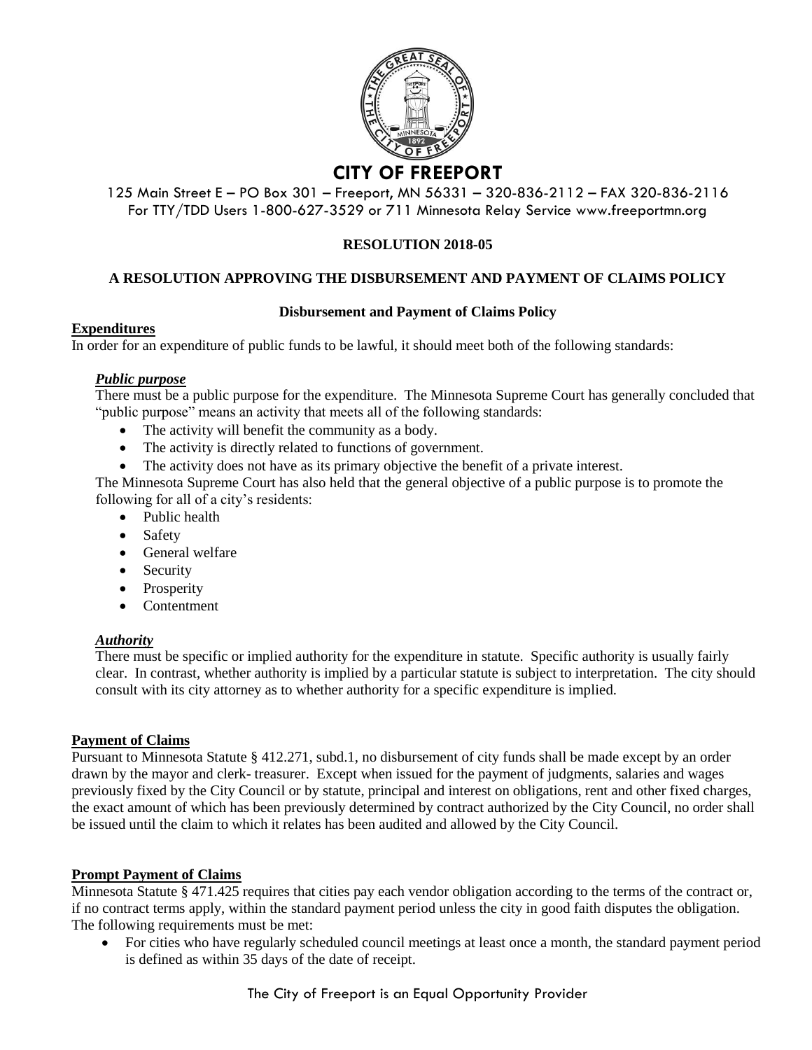# CITY OF FREEPORT

125 Main Street E – PO Box 301 – Freeport, MN 56331 – 320-836-2112 – FAX 320-836-2116
For TTY/TDD Users 1-800-627-3529 or 711 Minnesota Relay Service www.freeportmn.org

**RESOLUTION 2018-05**

**A RESOLUTION APPROVING THE DISBURSEMENT AND PAYMENT OF CLAIMS POLICY**

**Disbursement and Payment of Claims Policy**

## Expenditures

In order for an expenditure of public funds to be lawful, it should meet both of the following standards:

### *Public purpose*

There must be a public purpose for the expenditure. The Minnesota Supreme Court has generally concluded that "public purpose" means an activity that meets all of the following standards:

- The activity will benefit the community as a body.
- The activity is directly related to functions of government.
- The activity does not have as its primary objective the benefit of a private interest.

The Minnesota Supreme Court has also held that the general objective of a public purpose is to promote the following for all of a city's residents:

- Public health
- Safety
- General welfare
- Security
- Prosperity
- Contentment

### *Authority*

There must be specific or implied authority for the expenditure in statute. Specific authority is usually fairly clear. In contrast, whether authority is implied by a particular statute is subject to interpretation. The city should consult with its city attorney as to whether authority for a specific expenditure is implied.

## Payment of Claims

Pursuant to Minnesota Statute § 412.271, subd.1, no disbursement of city funds shall be made except by an order drawn by the mayor and clerk- treasurer. Except when issued for the payment of judgments, salaries and wages previously fixed by the City Council or by statute, principal and interest on obligations, rent and other fixed charges, the exact amount of which has been previously determined by contract authorized by the City Council, no order shall be issued until the claim to which it relates has been audited and allowed by the City Council.

## Prompt Payment of Claims

Minnesota Statute § 471.425 requires that cities pay each vendor obligation according to the terms of the contract or, if no contract terms apply, within the standard payment period unless the city in good faith disputes the obligation. The following requirements must be met:

- For cities who have regularly scheduled council meetings at least once a month, the standard payment period is defined as within 35 days of the date of receipt.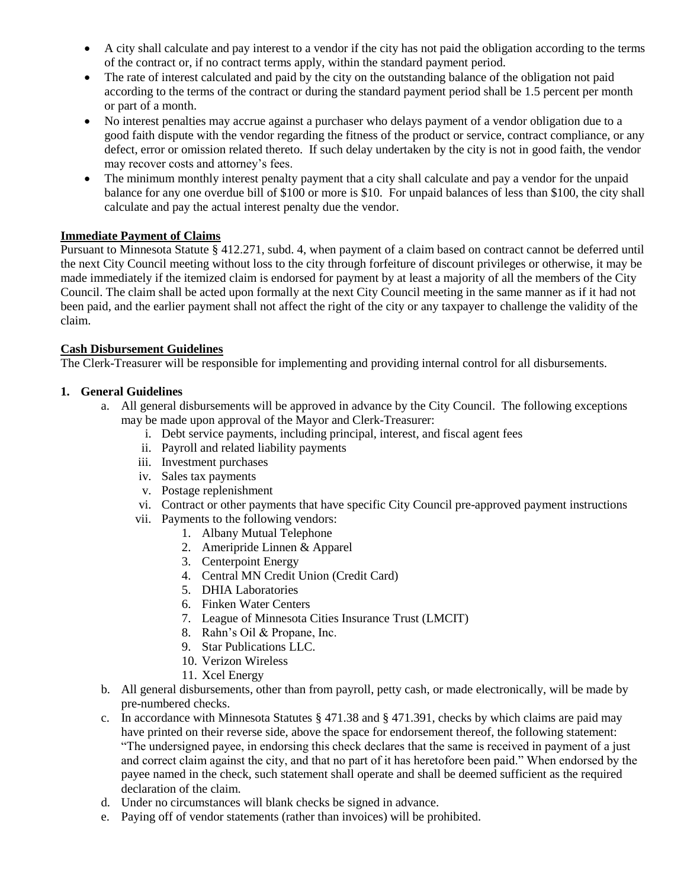- A city shall calculate and pay interest to a vendor if the city has not paid the obligation according to the terms of the contract or, if no contract terms apply, within the standard payment period.
- The rate of interest calculated and paid by the city on the outstanding balance of the obligation not paid according to the terms of the contract or during the standard payment period shall be 1.5 percent per month or part of a month.
- No interest penalties may accrue against a purchaser who delays payment of a vendor obligation due to a good faith dispute with the vendor regarding the fitness of the product or service, contract compliance, or any defect, error or omission related thereto. If such delay undertaken by the city is not in good faith, the vendor may recover costs and attorney's fees.
- The minimum monthly interest penalty payment that a city shall calculate and pay a vendor for the unpaid balance for any one overdue bill of $100 or more is $10. For unpaid balances of less than $100, the city shall calculate and pay the actual interest penalty due the vendor.

**Immediate Payment of Claims**

Pursuant to Minnesota Statute § 412.271, subd. 4, when payment of a claim based on contract cannot be deferred until the next City Council meeting without loss to the city through forfeiture of discount privileges or otherwise, it may be made immediately if the itemized claim is endorsed for payment by at least a majority of all the members of the City Council. The claim shall be acted upon formally at the next City Council meeting in the same manner as if it had not been paid, and the earlier payment shall not affect the right of the city or any taxpayer to challenge the validity of the claim.

**Cash Disbursement Guidelines**

The Clerk-Treasurer will be responsible for implementing and providing internal control for all disbursements.

1. **General Guidelines**
   a. All general disbursements will be approved in advance by the City Council. The following exceptions may be made upon approval of the Mayor and Clerk-Treasurer:
      i. Debt service payments, including principal, interest, and fiscal agent fees
      ii. Payroll and related liability payments
      iii. Investment purchases
      iv. Sales tax payments
      v. Postage replenishment
      vi. Contract or other payments that have specific City Council pre-approved payment instructions
      vii. Payments to the following vendors:
         1. Albany Mutual Telephone
         2. Ameripride Linnen & Apparel
         3. Centerpoint Energy
         4. Central MN Credit Union (Credit Card)
         5. DHIA Laboratories
         6. Finken Water Centers
         7. League of Minnesota Cities Insurance Trust (LMCIT)
         8. Rahn's Oil & Propane, Inc.
         9. Star Publications LLC.
         10. Verizon Wireless
         11. Xcel Energy

   b. All general disbursements, other than from payroll, petty cash, or made electronically, will be made by pre-numbered checks.
   c. In accordance with Minnesota Statutes § 471.38 and § 471.391, checks by which claims are paid may have printed on their reverse side, above the space for endorsement thereof, the following statement: "The undersigned payee, in endorsing this check declares that the same is received in payment of a just and correct claim against the city, and that no part of it has heretofore been paid." When endorsed by the payee named in the check, such statement shall operate and shall be deemed sufficient as the required declaration of the claim.
   d. Under no circumstances will blank checks be signed in advance.
   e. Paying off of vendor statements (rather than invoices) will be prohibited.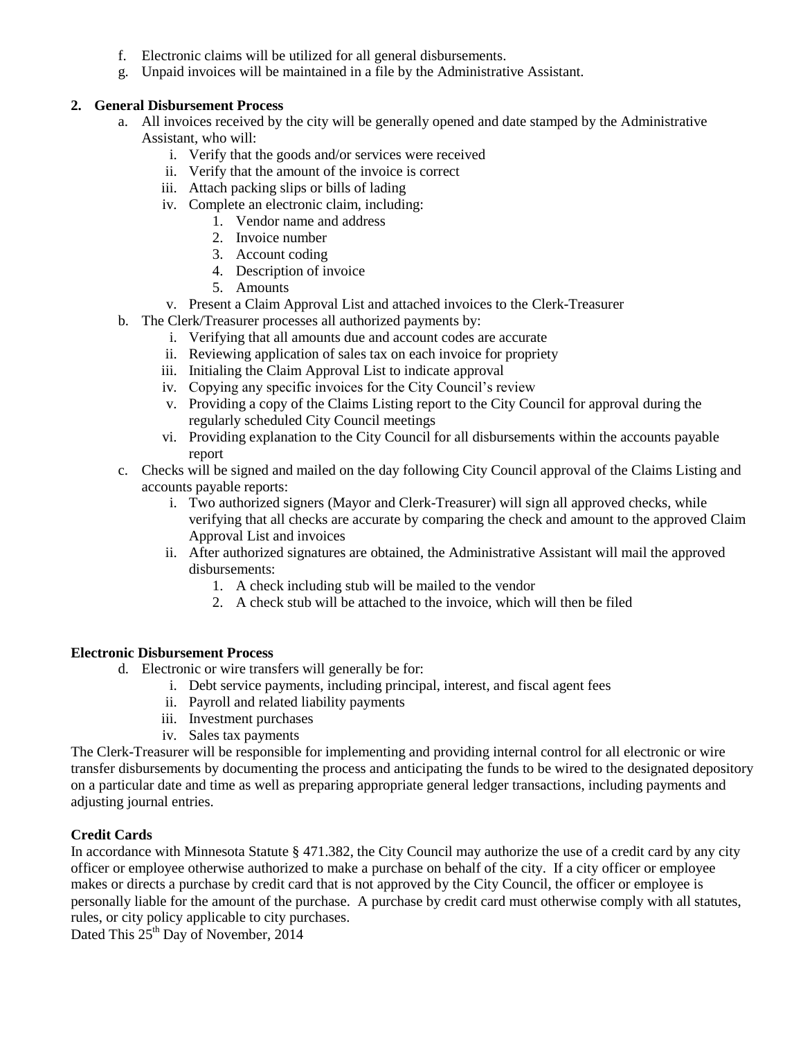f. Electronic claims will be utilized for all general disbursements.
g. Unpaid invoices will be maintained in a file by the Administrative Assistant.

**2. General Disbursement Process**

a. All invoices received by the city will be generally opened and date stamped by the Administrative Assistant, who will:
   i. Verify that the goods and/or services were received
   ii. Verify that the amount of the invoice is correct
   iii. Attach packing slips or bills of lading
   iv. Complete an electronic claim, including:
      1. Vendor name and address
      2. Invoice number
      3. Account coding
      4. Description of invoice
      5. Amounts
   v. Present a Claim Approval List and attached invoices to the Clerk-Treasurer
b. The Clerk/Treasurer processes all authorized payments by:
   i. Verifying that all amounts due and account codes are accurate
   ii. Reviewing application of sales tax on each invoice for propriety
   iii. Initialing the Claim Approval List to indicate approval
   iv. Copying any specific invoices for the City Council's review
   v. Providing a copy of the Claims Listing report to the City Council for approval during the regularly scheduled City Council meetings
   vi. Providing explanation to the City Council for all disbursements within the accounts payable report
c. Checks will be signed and mailed on the day following City Council approval of the Claims Listing and accounts payable reports:
   i. Two authorized signers (Mayor and Clerk-Treasurer) will sign all approved checks, while verifying that all checks are accurate by comparing the check and amount to the approved Claim Approval List and invoices
   ii. After authorized signatures are obtained, the Administrative Assistant will mail the approved disbursements:
      1. A check including stub will be mailed to the vendor
      2. A check stub will be attached to the invoice, which will then be filed

**Electronic Disbursement Process**

d. Electronic or wire transfers will generally be for:
   i. Debt service payments, including principal, interest, and fiscal agent fees
   ii. Payroll and related liability payments
   iii. Investment purchases
   iv. Sales tax payments

The Clerk-Treasurer will be responsible for implementing and providing internal control for all electronic or wire transfer disbursements by documenting the process and anticipating the funds to be wired to the designated depository on a particular date and time as well as preparing appropriate general ledger transactions, including payments and adjusting journal entries.

**Credit Cards**

In accordance with Minnesota Statute § 471.382, the City Council may authorize the use of a credit card by any city officer or employee otherwise authorized to make a purchase on behalf of the city. If a city officer or employee makes or directs a purchase by credit card that is not approved by the City Council, the officer or employee is personally liable for the amount of the purchase. A purchase by credit card must otherwise comply with all statutes, rules, or city policy applicable to city purchases.

Dated This 25th Day of November, 2014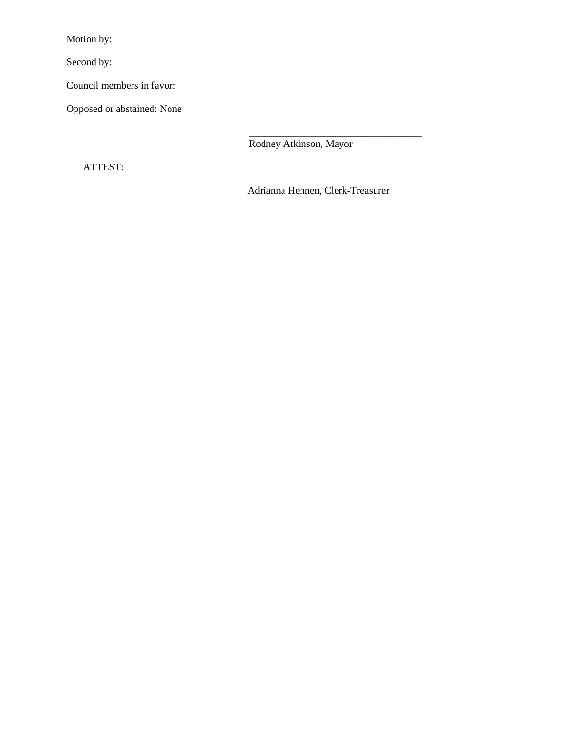Motion by:

Second by:

Council members in favor:

Opposed or abstained: None

\_\_\_\_\_\_\_\_\_\_\_\_\_\_\_\_\_\_\_\_\_\_\_\_\_\_\_\_\_\_\_\_\_\_
Rodney Atkinson, Mayor

ATTEST:

\_\_\_\_\_\_\_\_\_\_\_\_\_\_\_\_\_\_\_\_\_\_\_\_\_\_\_\_\_\_\_\_\_\_
Adrianna Hennen, Clerk-Treasurer